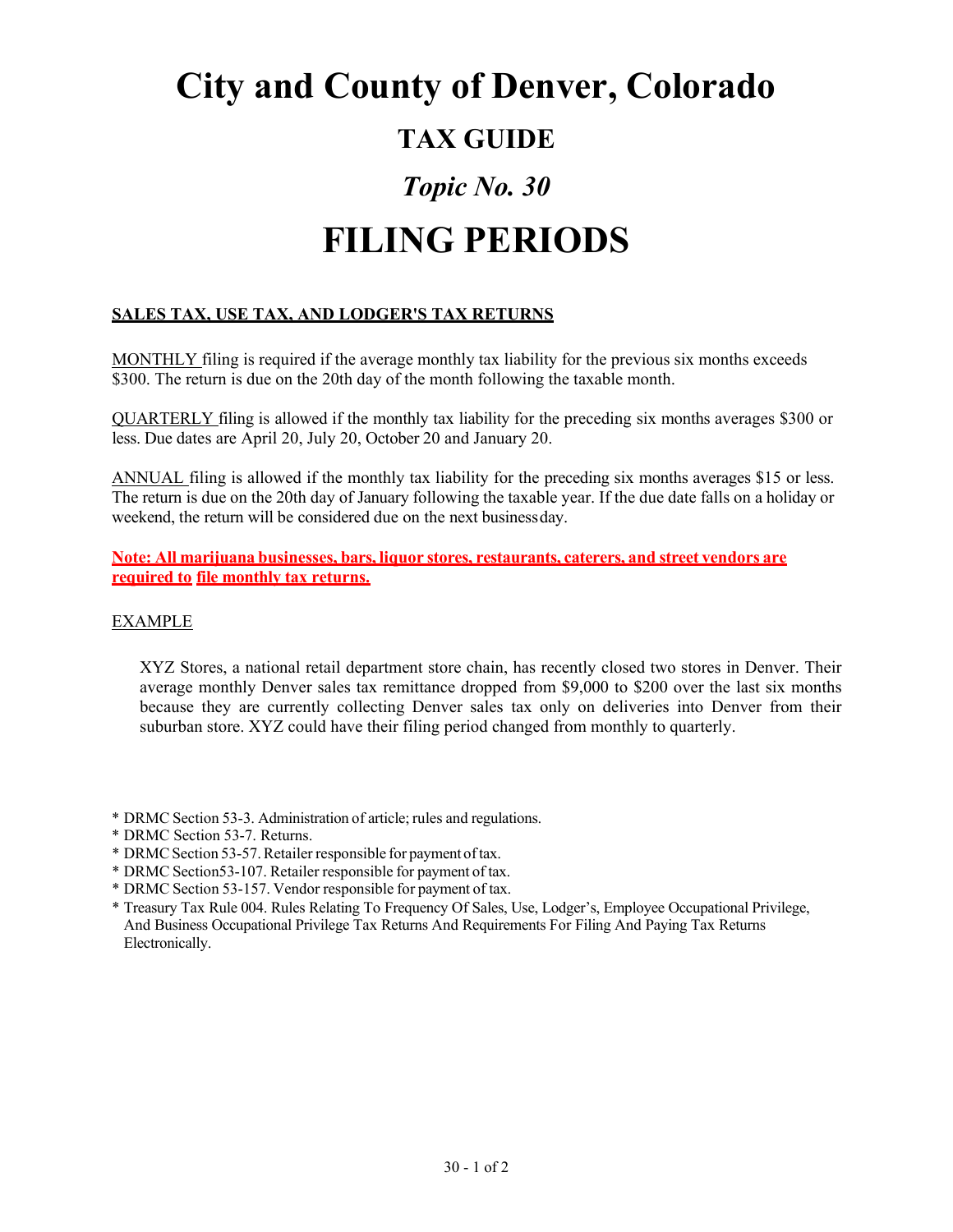# City and County of Denver, Colorado

## TAX GUIDE

## *Topic No. 30*

# FILING PERIODS

**SALES TAX, USE TAX, AND LODGER'S TAX RETURNS**

MONTHLY filing is required if the average monthly tax liability for the previous six months exceeds $300. The return is due on the 20th day of the month following the taxable month.

QUARTERLY filing is allowed if the monthly tax liability for the preceding six months averages $300 or less. Due dates are April 20, July 20, October 20 and January 20.

ANNUAL filing is allowed if the monthly tax liability for the preceding six months averages $15 or less. The return is due on the 20th day of January following the taxable year. If the due date falls on a holiday or weekend, the return will be considered due on the next business day.

**Note: All marijuana businesses, bars, liquor stores, restaurants, caterers, and street vendors are required to file monthly tax returns.**

EXAMPLE

> XYZ Stores, a national retail department store chain, has recently closed two stores in Denver. Their average monthly Denver sales tax remittance dropped from $9,000 to $200 over the last six months because they are currently collecting Denver sales tax only on deliveries into Denver from their suburban store. XYZ could have their filing period changed from monthly to quarterly.

\* DRMC Section 53-3. Administration of article; rules and regulations.
\* DRMC Section 53-7. Returns.
\* DRMC Section 53-57. Retailer responsible for payment of tax.
\* DRMC Section53-107. Retailer responsible for payment of tax.
\* DRMC Section 53-157. Vendor responsible for payment of tax.
\* Treasury Tax Rule 004. Rules Relating To Frequency Of Sales, Use, Lodger's, Employee Occupational Privilege, And Business Occupational Privilege Tax Returns And Requirements For Filing And Paying Tax Returns Electronically.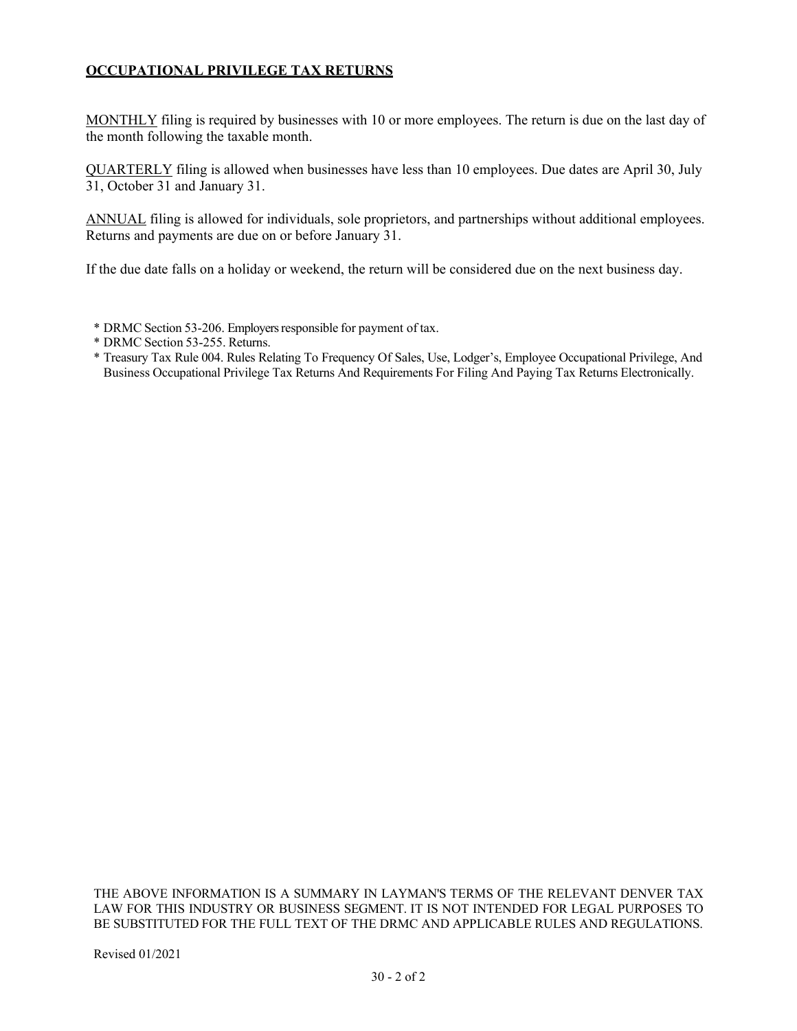## OCCUPATIONAL PRIVILEGE TAX RETURNS

MONTHLY filing is required by businesses with 10 or more employees. The return is due on the last day of the month following the taxable month.

QUARTERLY filing is allowed when businesses have less than 10 employees. Due dates are April 30, July 31, October 31 and January 31.

ANNUAL filing is allowed for individuals, sole proprietors, and partnerships without additional employees. Returns and payments are due on or before January 31.

If the due date falls on a holiday or weekend, the return will be considered due on the next business day.

* DRMC Section 53-206. Employers responsible for payment of tax.
* DRMC Section 53-255. Returns.
* Treasury Tax Rule 004. Rules Relating To Frequency Of Sales, Use, Lodger's, Employee Occupational Privilege, And Business Occupational Privilege Tax Returns And Requirements For Filing And Paying Tax Returns Electronically.

THE ABOVE INFORMATION IS A SUMMARY IN LAYMAN'S TERMS OF THE RELEVANT DENVER TAX LAW FOR THIS INDUSTRY OR BUSINESS SEGMENT. IT IS NOT INTENDED FOR LEGAL PURPOSES TO BE SUBSTITUTED FOR THE FULL TEXT OF THE DRMC AND APPLICABLE RULES AND REGULATIONS.

Revised 01/2021